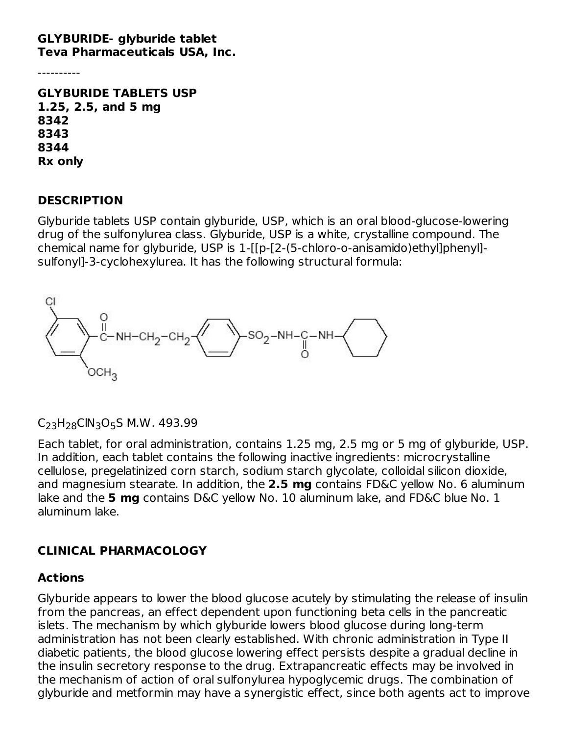**GLYBURIDE- glyburide tablet**
**Teva Pharmaceuticals USA, Inc.**

----------

**GLYBURIDE TABLETS USP**
**1.25, 2.5, and 5 mg**
**8342**
**8343**
**8344**
**Rx only**

## DESCRIPTION

Glyburide tablets USP contain glyburide, USP, which is an oral blood-glucose-lowering drug of the sulfonylurea class. Glyburide, USP is a white, crystalline compound. The chemical name for glyburide, USP is 1-[[p-[2-(5-chloro-o-anisamido)ethyl]phenyl]-sulfonyl]-3-cyclohexylurea. It has the following structural formula:

$C_{23}H_{28}ClN_3O_5S$ M.W. 493.99

Each tablet, for oral administration, contains 1.25 mg, 2.5 mg or 5 mg of glyburide, USP. In addition, each tablet contains the following inactive ingredients: microcrystalline cellulose, pregelatinized corn starch, sodium starch glycolate, colloidal silicon dioxide, and magnesium stearate. In addition, the **2.5 mg** contains FD&C yellow No. 6 aluminum lake and the **5 mg** contains D&C yellow No. 10 aluminum lake, and FD&C blue No. 1 aluminum lake.

## CLINICAL PHARMACOLOGY

### Actions

Glyburide appears to lower the blood glucose acutely by stimulating the release of insulin from the pancreas, an effect dependent upon functioning beta cells in the pancreatic islets. The mechanism by which glyburide lowers blood glucose during long-term administration has not been clearly established. With chronic administration in Type II diabetic patients, the blood glucose lowering effect persists despite a gradual decline in the insulin secretory response to the drug. Extrapancreatic effects may be involved in the mechanism of action of oral sulfonylurea hypoglycemic drugs. The combination of glyburide and metformin may have a synergistic effect, since both agents act to improve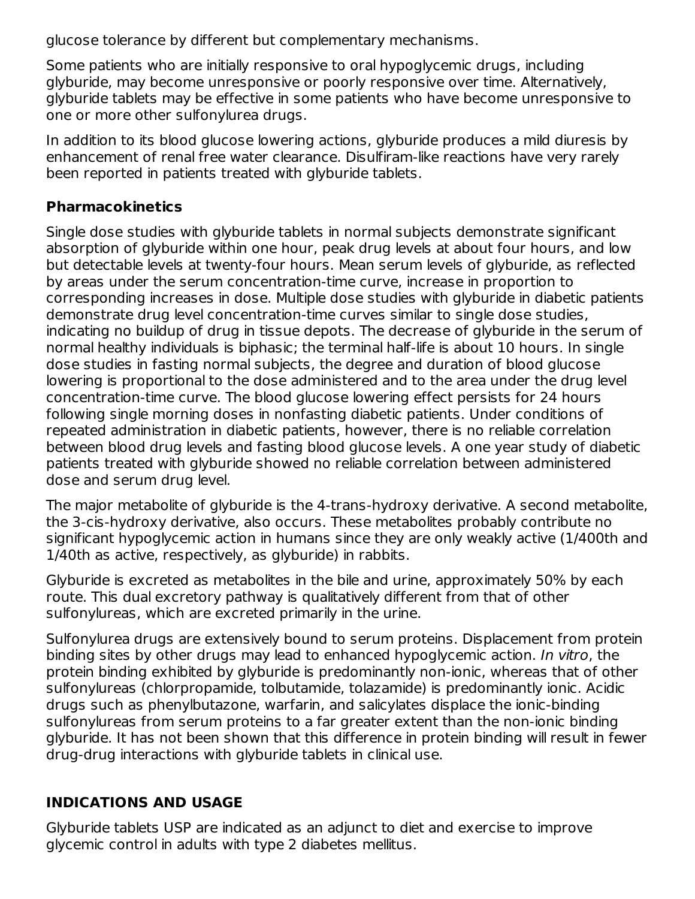glucose tolerance by different but complementary mechanisms.

Some patients who are initially responsive to oral hypoglycemic drugs, including glyburide, may become unresponsive or poorly responsive over time. Alternatively, glyburide tablets may be effective in some patients who have become unresponsive to one or more other sulfonylurea drugs.

In addition to its blood glucose lowering actions, glyburide produces a mild diuresis by enhancement of renal free water clearance. Disulfiram-like reactions have very rarely been reported in patients treated with glyburide tablets.

### Pharmacokinetics

Single dose studies with glyburide tablets in normal subjects demonstrate significant absorption of glyburide within one hour, peak drug levels at about four hours, and low but detectable levels at twenty-four hours. Mean serum levels of glyburide, as reflected by areas under the serum concentration-time curve, increase in proportion to corresponding increases in dose. Multiple dose studies with glyburide in diabetic patients demonstrate drug level concentration-time curves similar to single dose studies, indicating no buildup of drug in tissue depots. The decrease of glyburide in the serum of normal healthy individuals is biphasic; the terminal half-life is about 10 hours. In single dose studies in fasting normal subjects, the degree and duration of blood glucose lowering is proportional to the dose administered and to the area under the drug level concentration-time curve. The blood glucose lowering effect persists for 24 hours following single morning doses in nonfasting diabetic patients. Under conditions of repeated administration in diabetic patients, however, there is no reliable correlation between blood drug levels and fasting blood glucose levels. A one year study of diabetic patients treated with glyburide showed no reliable correlation between administered dose and serum drug level.

The major metabolite of glyburide is the 4-trans-hydroxy derivative. A second metabolite, the 3-cis-hydroxy derivative, also occurs. These metabolites probably contribute no significant hypoglycemic action in humans since they are only weakly active (1/400th and 1/40th as active, respectively, as glyburide) in rabbits.

Glyburide is excreted as metabolites in the bile and urine, approximately 50% by each route. This dual excretory pathway is qualitatively different from that of other sulfonylureas, which are excreted primarily in the urine.

Sulfonylurea drugs are extensively bound to serum proteins. Displacement from protein binding sites by other drugs may lead to enhanced hypoglycemic action. *In vitro*, the protein binding exhibited by glyburide is predominantly non-ionic, whereas that of other sulfonylureas (chlorpropamide, tolbutamide, tolazamide) is predominantly ionic. Acidic drugs such as phenylbutazone, warfarin, and salicylates displace the ionic-binding sulfonylureas from serum proteins to a far greater extent than the non-ionic binding glyburide. It has not been shown that this difference in protein binding will result in fewer drug-drug interactions with glyburide tablets in clinical use.

## INDICATIONS AND USAGE

Glyburide tablets USP are indicated as an adjunct to diet and exercise to improve glycemic control in adults with type 2 diabetes mellitus.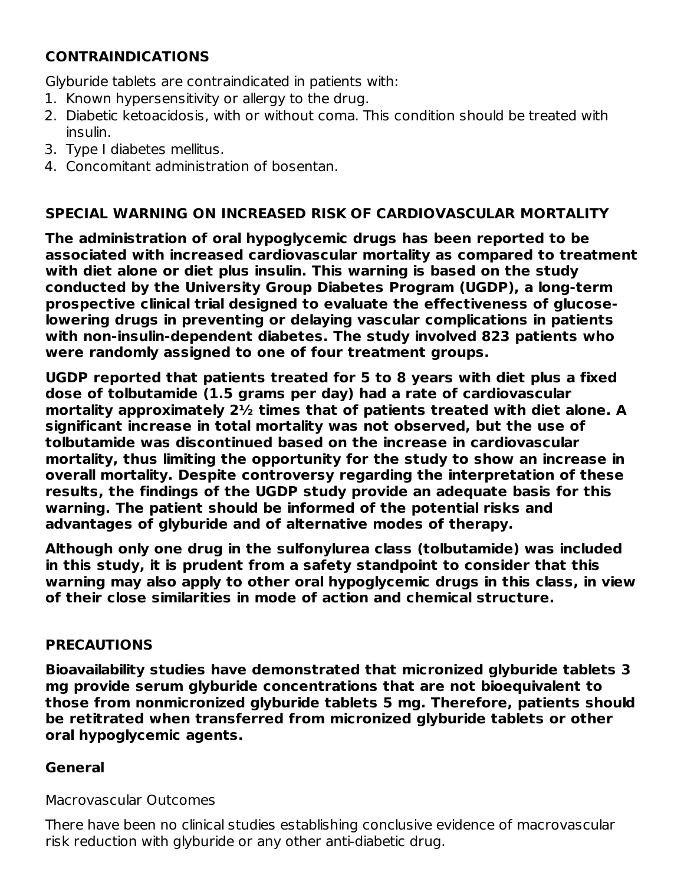## CONTRAINDICATIONS

Glyburide tablets are contraindicated in patients with:

1. Known hypersensitivity or allergy to the drug.
2. Diabetic ketoacidosis, with or without coma. This condition should be treated with insulin.
3. Type I diabetes mellitus.
4. Concomitant administration of bosentan.

## SPECIAL WARNING ON INCREASED RISK OF CARDIOVASCULAR MORTALITY

**The administration of oral hypoglycemic drugs has been reported to be associated with increased cardiovascular mortality as compared to treatment with diet alone or diet plus insulin. This warning is based on the study conducted by the University Group Diabetes Program (UGDP), a long-term prospective clinical trial designed to evaluate the effectiveness of glucose-lowering drugs in preventing or delaying vascular complications in patients with non-insulin-dependent diabetes. The study involved 823 patients who were randomly assigned to one of four treatment groups.**

**UGDP reported that patients treated for 5 to 8 years with diet plus a fixed dose of tolbutamide (1.5 grams per day) had a rate of cardiovascular mortality approximately 2½ times that of patients treated with diet alone. A significant increase in total mortality was not observed, but the use of tolbutamide was discontinued based on the increase in cardiovascular mortality, thus limiting the opportunity for the study to show an increase in overall mortality. Despite controversy regarding the interpretation of these results, the findings of the UGDP study provide an adequate basis for this warning. The patient should be informed of the potential risks and advantages of glyburide and of alternative modes of therapy.**

**Although only one drug in the sulfonylurea class (tolbutamide) was included in this study, it is prudent from a safety standpoint to consider that this warning may also apply to other oral hypoglycemic drugs in this class, in view of their close similarities in mode of action and chemical structure.**

## PRECAUTIONS

**Bioavailability studies have demonstrated that micronized glyburide tablets 3 mg provide serum glyburide concentrations that are not bioequivalent to those from nonmicronized glyburide tablets 5 mg. Therefore, patients should be retitrated when transferred from micronized glyburide tablets or other oral hypoglycemic agents.**

### General

Macrovascular Outcomes

There have been no clinical studies establishing conclusive evidence of macrovascular risk reduction with glyburide or any other anti-diabetic drug.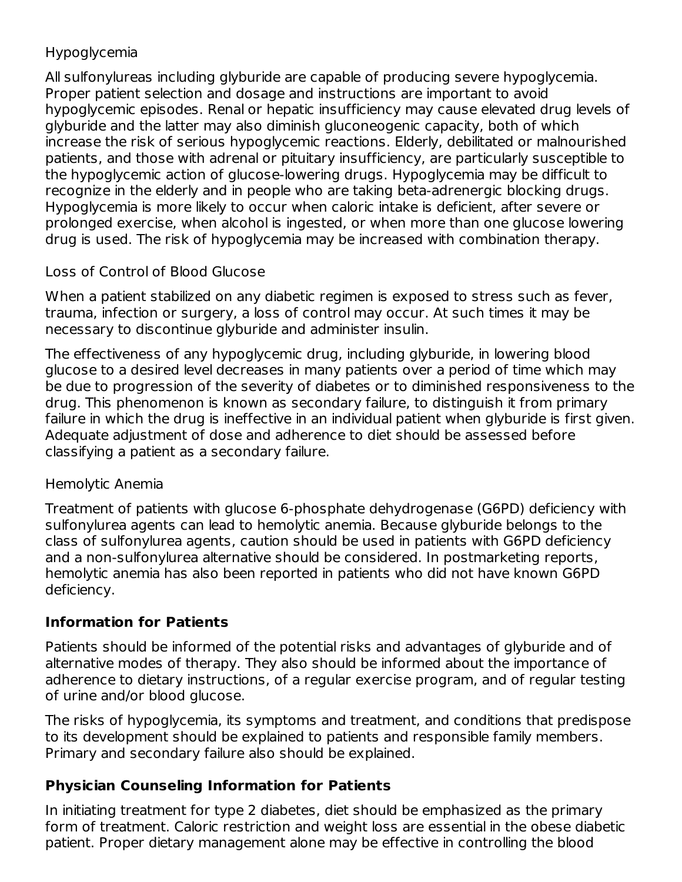Hypoglycemia

All sulfonylureas including glyburide are capable of producing severe hypoglycemia. Proper patient selection and dosage and instructions are important to avoid hypoglycemic episodes. Renal or hepatic insufficiency may cause elevated drug levels of glyburide and the latter may also diminish gluconeogenic capacity, both of which increase the risk of serious hypoglycemic reactions. Elderly, debilitated or malnourished patients, and those with adrenal or pituitary insufficiency, are particularly susceptible to the hypoglycemic action of glucose-lowering drugs. Hypoglycemia may be difficult to recognize in the elderly and in people who are taking beta-adrenergic blocking drugs. Hypoglycemia is more likely to occur when caloric intake is deficient, after severe or prolonged exercise, when alcohol is ingested, or when more than one glucose lowering drug is used. The risk of hypoglycemia may be increased with combination therapy.

Loss of Control of Blood Glucose

When a patient stabilized on any diabetic regimen is exposed to stress such as fever, trauma, infection or surgery, a loss of control may occur. At such times it may be necessary to discontinue glyburide and administer insulin.

The effectiveness of any hypoglycemic drug, including glyburide, in lowering blood glucose to a desired level decreases in many patients over a period of time which may be due to progression of the severity of diabetes or to diminished responsiveness to the drug. This phenomenon is known as secondary failure, to distinguish it from primary failure in which the drug is ineffective in an individual patient when glyburide is first given. Adequate adjustment of dose and adherence to diet should be assessed before classifying a patient as a secondary failure.

Hemolytic Anemia

Treatment of patients with glucose 6-phosphate dehydrogenase (G6PD) deficiency with sulfonylurea agents can lead to hemolytic anemia. Because glyburide belongs to the class of sulfonylurea agents, caution should be used in patients with G6PD deficiency and a non-sulfonylurea alternative should be considered. In postmarketing reports, hemolytic anemia has also been reported in patients who did not have known G6PD deficiency.

**Information for Patients**

Patients should be informed of the potential risks and advantages of glyburide and of alternative modes of therapy. They also should be informed about the importance of adherence to dietary instructions, of a regular exercise program, and of regular testing of urine and/or blood glucose.

The risks of hypoglycemia, its symptoms and treatment, and conditions that predispose to its development should be explained to patients and responsible family members. Primary and secondary failure also should be explained.

**Physician Counseling Information for Patients**

In initiating treatment for type 2 diabetes, diet should be emphasized as the primary form of treatment. Caloric restriction and weight loss are essential in the obese diabetic patient. Proper dietary management alone may be effective in controlling the blood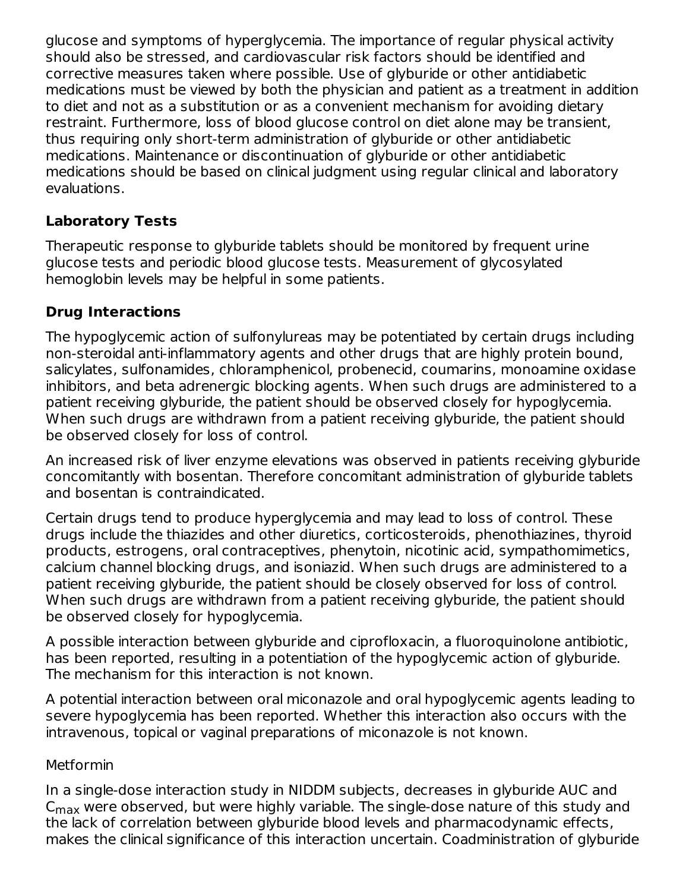glucose and symptoms of hyperglycemia. The importance of regular physical activity should also be stressed, and cardiovascular risk factors should be identified and corrective measures taken where possible. Use of glyburide or other antidiabetic medications must be viewed by both the physician and patient as a treatment in addition to diet and not as a substitution or as a convenient mechanism for avoiding dietary restraint. Furthermore, loss of blood glucose control on diet alone may be transient, thus requiring only short-term administration of glyburide or other antidiabetic medications. Maintenance or discontinuation of glyburide or other antidiabetic medications should be based on clinical judgment using regular clinical and laboratory evaluations.

### Laboratory Tests

Therapeutic response to glyburide tablets should be monitored by frequent urine glucose tests and periodic blood glucose tests. Measurement of glycosylated hemoglobin levels may be helpful in some patients.

### Drug Interactions

The hypoglycemic action of sulfonylureas may be potentiated by certain drugs including non-steroidal anti-inflammatory agents and other drugs that are highly protein bound, salicylates, sulfonamides, chloramphenicol, probenecid, coumarins, monoamine oxidase inhibitors, and beta adrenergic blocking agents. When such drugs are administered to a patient receiving glyburide, the patient should be observed closely for hypoglycemia. When such drugs are withdrawn from a patient receiving glyburide, the patient should be observed closely for loss of control.

An increased risk of liver enzyme elevations was observed in patients receiving glyburide concomitantly with bosentan. Therefore concomitant administration of glyburide tablets and bosentan is contraindicated.

Certain drugs tend to produce hyperglycemia and may lead to loss of control. These drugs include the thiazides and other diuretics, corticosteroids, phenothiazines, thyroid products, estrogens, oral contraceptives, phenytoin, nicotinic acid, sympathomimetics, calcium channel blocking drugs, and isoniazid. When such drugs are administered to a patient receiving glyburide, the patient should be closely observed for loss of control. When such drugs are withdrawn from a patient receiving glyburide, the patient should be observed closely for hypoglycemia.

A possible interaction between glyburide and ciprofloxacin, a fluoroquinolone antibiotic, has been reported, resulting in a potentiation of the hypoglycemic action of glyburide. The mechanism for this interaction is not known.

A potential interaction between oral miconazole and oral hypoglycemic agents leading to severe hypoglycemia has been reported. Whether this interaction also occurs with the intravenous, topical or vaginal preparations of miconazole is not known.

Metformin

In a single-dose interaction study in NIDDM subjects, decreases in glyburide AUC and $C_{max}$ were observed, but were highly variable. The single-dose nature of this study and the lack of correlation between glyburide blood levels and pharmacodynamic effects, makes the clinical significance of this interaction uncertain. Coadministration of glyburide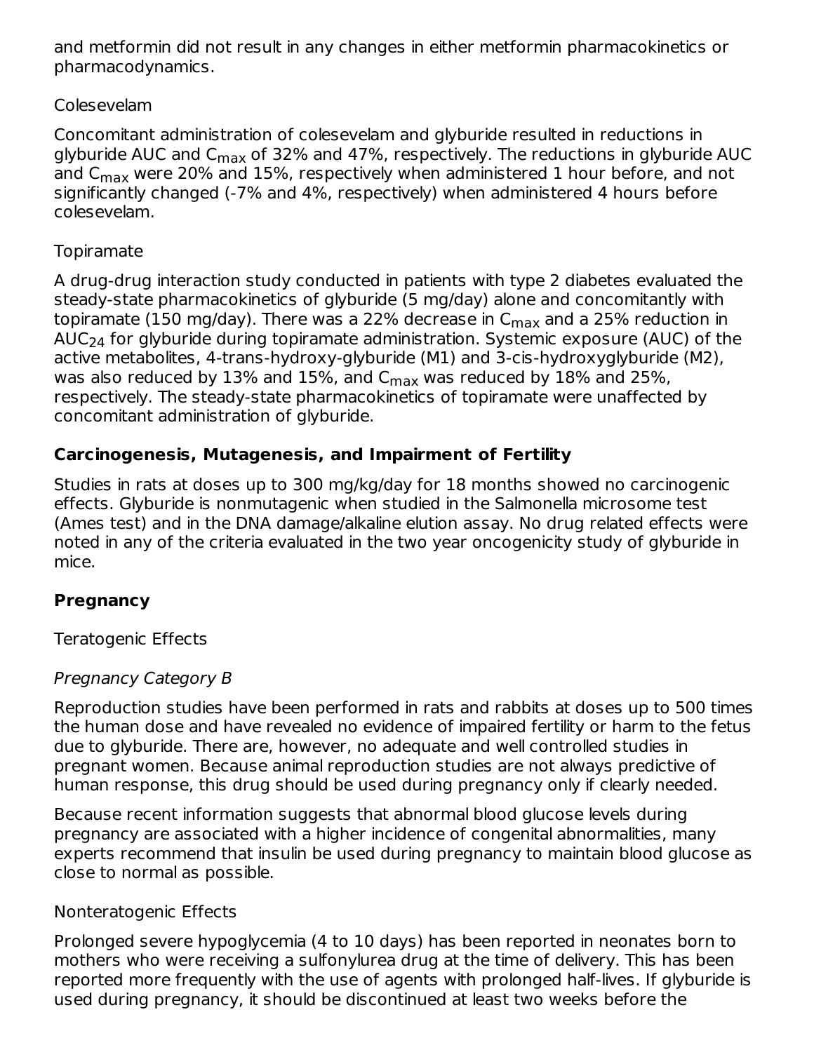and metformin did not result in any changes in either metformin pharmacokinetics or pharmacodynamics.

Colesevelam

Concomitant administration of colesevelam and glyburide resulted in reductions in glyburide AUC and $C_{max}$ of 32% and 47%, respectively. The reductions in glyburide AUC and $C_{max}$ were 20% and 15%, respectively when administered 1 hour before, and not significantly changed (-7% and 4%, respectively) when administered 4 hours before colesevelam.

Topiramate

A drug-drug interaction study conducted in patients with type 2 diabetes evaluated the steady-state pharmacokinetics of glyburide (5 mg/day) alone and concomitantly with topiramate (150 mg/day). There was a 22% decrease in $C_{max}$ and a 25% reduction in $AUC_{24}$ for glyburide during topiramate administration. Systemic exposure (AUC) of the active metabolites, 4-trans-hydroxy-glyburide (M1) and 3-cis-hydroxyglyburide (M2), was also reduced by 13% and 15%, and $C_{max}$ was reduced by 18% and 25%, respectively. The steady-state pharmacokinetics of topiramate were unaffected by concomitant administration of glyburide.

## Carcinogenesis, Mutagenesis, and Impairment of Fertility

Studies in rats at doses up to 300 mg/kg/day for 18 months showed no carcinogenic effects. Glyburide is nonmutagenic when studied in the Salmonella microsome test (Ames test) and in the DNA damage/alkaline elution assay. No drug related effects were noted in any of the criteria evaluated in the two year oncogenicity study of glyburide in mice.

## Pregnancy

Teratogenic Effects

*Pregnancy Category B*

Reproduction studies have been performed in rats and rabbits at doses up to 500 times the human dose and have revealed no evidence of impaired fertility or harm to the fetus due to glyburide. There are, however, no adequate and well controlled studies in pregnant women. Because animal reproduction studies are not always predictive of human response, this drug should be used during pregnancy only if clearly needed.

Because recent information suggests that abnormal blood glucose levels during pregnancy are associated with a higher incidence of congenital abnormalities, many experts recommend that insulin be used during pregnancy to maintain blood glucose as close to normal as possible.

Nonteratogenic Effects

Prolonged severe hypoglycemia (4 to 10 days) has been reported in neonates born to mothers who were receiving a sulfonylurea drug at the time of delivery. This has been reported more frequently with the use of agents with prolonged half-lives. If glyburide is used during pregnancy, it should be discontinued at least two weeks before the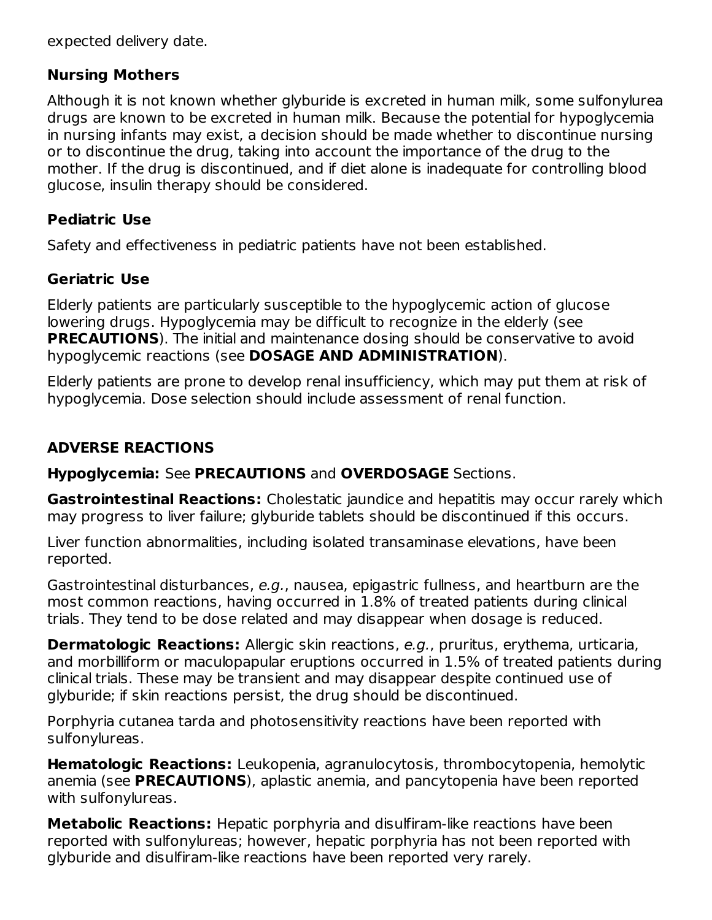expected delivery date.

### Nursing Mothers

Although it is not known whether glyburide is excreted in human milk, some sulfonylurea drugs are known to be excreted in human milk. Because the potential for hypoglycemia in nursing infants may exist, a decision should be made whether to discontinue nursing or to discontinue the drug, taking into account the importance of the drug to the mother. If the drug is discontinued, and if diet alone is inadequate for controlling blood glucose, insulin therapy should be considered.

### Pediatric Use

Safety and effectiveness in pediatric patients have not been established.

### Geriatric Use

Elderly patients are particularly susceptible to the hypoglycemic action of glucose lowering drugs. Hypoglycemia may be difficult to recognize in the elderly (see **PRECAUTIONS**). The initial and maintenance dosing should be conservative to avoid hypoglycemic reactions (see **DOSAGE AND ADMINISTRATION**).

Elderly patients are prone to develop renal insufficiency, which may put them at risk of hypoglycemia. Dose selection should include assessment of renal function.

## ADVERSE REACTIONS

**Hypoglycemia:** See **PRECAUTIONS** and **OVERDOSAGE** Sections.

**Gastrointestinal Reactions:** Cholestatic jaundice and hepatitis may occur rarely which may progress to liver failure; glyburide tablets should be discontinued if this occurs.

Liver function abnormalities, including isolated transaminase elevations, have been reported.

Gastrointestinal disturbances, *e.g.*, nausea, epigastric fullness, and heartburn are the most common reactions, having occurred in 1.8% of treated patients during clinical trials. They tend to be dose related and may disappear when dosage is reduced.

**Dermatologic Reactions:** Allergic skin reactions, *e.g.*, pruritus, erythema, urticaria, and morbilliform or maculopapular eruptions occurred in 1.5% of treated patients during clinical trials. These may be transient and may disappear despite continued use of glyburide; if skin reactions persist, the drug should be discontinued.

Porphyria cutanea tarda and photosensitivity reactions have been reported with sulfonylureas.

**Hematologic Reactions:** Leukopenia, agranulocytosis, thrombocytopenia, hemolytic anemia (see **PRECAUTIONS**), aplastic anemia, and pancytopenia have been reported with sulfonylureas.

**Metabolic Reactions:** Hepatic porphyria and disulfiram-like reactions have been reported with sulfonylureas; however, hepatic porphyria has not been reported with glyburide and disulfiram-like reactions have been reported very rarely.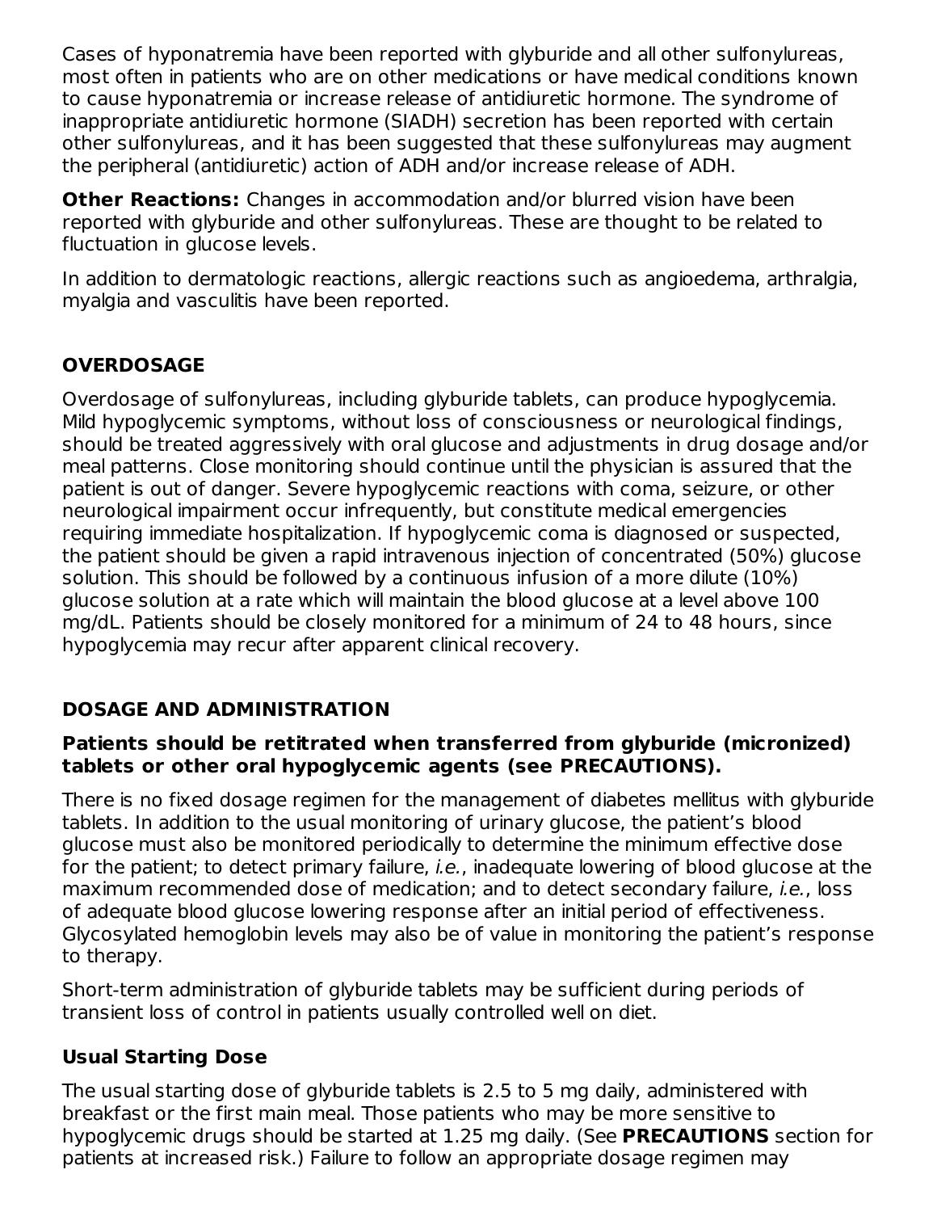Cases of hyponatremia have been reported with glyburide and all other sulfonylureas, most often in patients who are on other medications or have medical conditions known to cause hyponatremia or increase release of antidiuretic hormone. The syndrome of inappropriate antidiuretic hormone (SIADH) secretion has been reported with certain other sulfonylureas, and it has been suggested that these sulfonylureas may augment the peripheral (antidiuretic) action of ADH and/or increase release of ADH.

**Other Reactions:** Changes in accommodation and/or blurred vision have been reported with glyburide and other sulfonylureas. These are thought to be related to fluctuation in glucose levels.

In addition to dermatologic reactions, allergic reactions such as angioedema, arthralgia, myalgia and vasculitis have been reported.

## OVERDOSAGE

Overdosage of sulfonylureas, including glyburide tablets, can produce hypoglycemia. Mild hypoglycemic symptoms, without loss of consciousness or neurological findings, should be treated aggressively with oral glucose and adjustments in drug dosage and/or meal patterns. Close monitoring should continue until the physician is assured that the patient is out of danger. Severe hypoglycemic reactions with coma, seizure, or other neurological impairment occur infrequently, but constitute medical emergencies requiring immediate hospitalization. If hypoglycemic coma is diagnosed or suspected, the patient should be given a rapid intravenous injection of concentrated (50%) glucose solution. This should be followed by a continuous infusion of a more dilute (10%) glucose solution at a rate which will maintain the blood glucose at a level above 100 mg/dL. Patients should be closely monitored for a minimum of 24 to 48 hours, since hypoglycemia may recur after apparent clinical recovery.

## DOSAGE AND ADMINISTRATION

**Patients should be retitrated when transferred from glyburide (micronized) tablets or other oral hypoglycemic agents (see PRECAUTIONS).**

There is no fixed dosage regimen for the management of diabetes mellitus with glyburide tablets. In addition to the usual monitoring of urinary glucose, the patient's blood glucose must also be monitored periodically to determine the minimum effective dose for the patient; to detect primary failure, *i.e.*, inadequate lowering of blood glucose at the maximum recommended dose of medication; and to detect secondary failure, *i.e.*, loss of adequate blood glucose lowering response after an initial period of effectiveness. Glycosylated hemoglobin levels may also be of value in monitoring the patient's response to therapy.

Short-term administration of glyburide tablets may be sufficient during periods of transient loss of control in patients usually controlled well on diet.

### Usual Starting Dose

The usual starting dose of glyburide tablets is 2.5 to 5 mg daily, administered with breakfast or the first main meal. Those patients who may be more sensitive to hypoglycemic drugs should be started at 1.25 mg daily. (See **PRECAUTIONS** section for patients at increased risk.) Failure to follow an appropriate dosage regimen may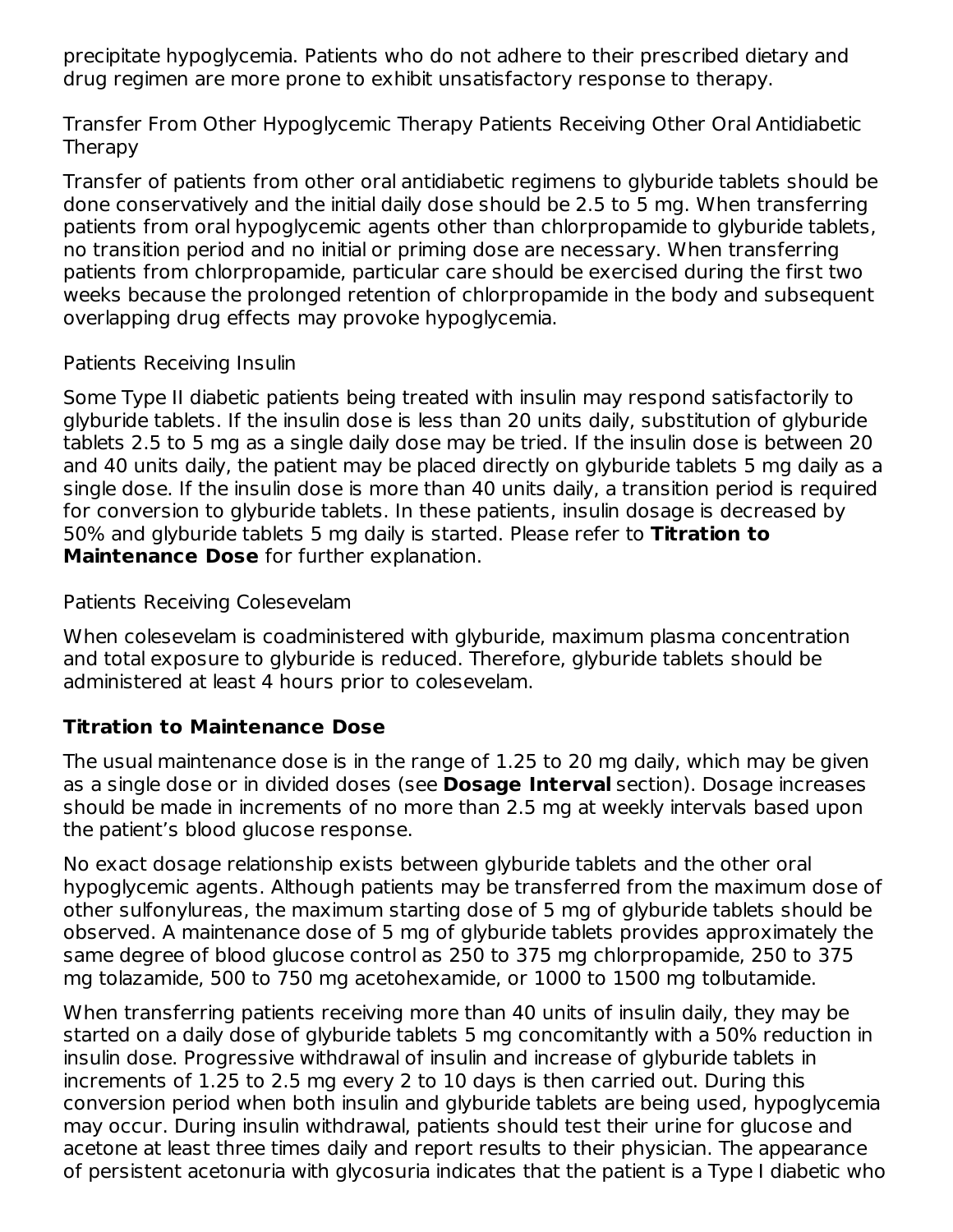precipitate hypoglycemia. Patients who do not adhere to their prescribed dietary and drug regimen are more prone to exhibit unsatisfactory response to therapy.

Transfer From Other Hypoglycemic Therapy Patients Receiving Other Oral Antidiabetic Therapy

Transfer of patients from other oral antidiabetic regimens to glyburide tablets should be done conservatively and the initial daily dose should be 2.5 to 5 mg. When transferring patients from oral hypoglycemic agents other than chlorpropamide to glyburide tablets, no transition period and no initial or priming dose are necessary. When transferring patients from chlorpropamide, particular care should be exercised during the first two weeks because the prolonged retention of chlorpropamide in the body and subsequent overlapping drug effects may provoke hypoglycemia.

Patients Receiving Insulin

Some Type II diabetic patients being treated with insulin may respond satisfactorily to glyburide tablets. If the insulin dose is less than 20 units daily, substitution of glyburide tablets 2.5 to 5 mg as a single daily dose may be tried. If the insulin dose is between 20 and 40 units daily, the patient may be placed directly on glyburide tablets 5 mg daily as a single dose. If the insulin dose is more than 40 units daily, a transition period is required for conversion to glyburide tablets. In these patients, insulin dosage is decreased by 50% and glyburide tablets 5 mg daily is started. Please refer to **Titration to Maintenance Dose** for further explanation.

Patients Receiving Colesevelam

When colesevelam is coadministered with glyburide, maximum plasma concentration and total exposure to glyburide is reduced. Therefore, glyburide tablets should be administered at least 4 hours prior to colesevelam.

**Titration to Maintenance Dose**

The usual maintenance dose is in the range of 1.25 to 20 mg daily, which may be given as a single dose or in divided doses (see **Dosage Interval** section). Dosage increases should be made in increments of no more than 2.5 mg at weekly intervals based upon the patient's blood glucose response.

No exact dosage relationship exists between glyburide tablets and the other oral hypoglycemic agents. Although patients may be transferred from the maximum dose of other sulfonylureas, the maximum starting dose of 5 mg of glyburide tablets should be observed. A maintenance dose of 5 mg of glyburide tablets provides approximately the same degree of blood glucose control as 250 to 375 mg chlorpropamide, 250 to 375 mg tolazamide, 500 to 750 mg acetohexamide, or 1000 to 1500 mg tolbutamide.

When transferring patients receiving more than 40 units of insulin daily, they may be started on a daily dose of glyburide tablets 5 mg concomitantly with a 50% reduction in insulin dose. Progressive withdrawal of insulin and increase of glyburide tablets in increments of 1.25 to 2.5 mg every 2 to 10 days is then carried out. During this conversion period when both insulin and glyburide tablets are being used, hypoglycemia may occur. During insulin withdrawal, patients should test their urine for glucose and acetone at least three times daily and report results to their physician. The appearance of persistent acetonuria with glycosuria indicates that the patient is a Type I diabetic who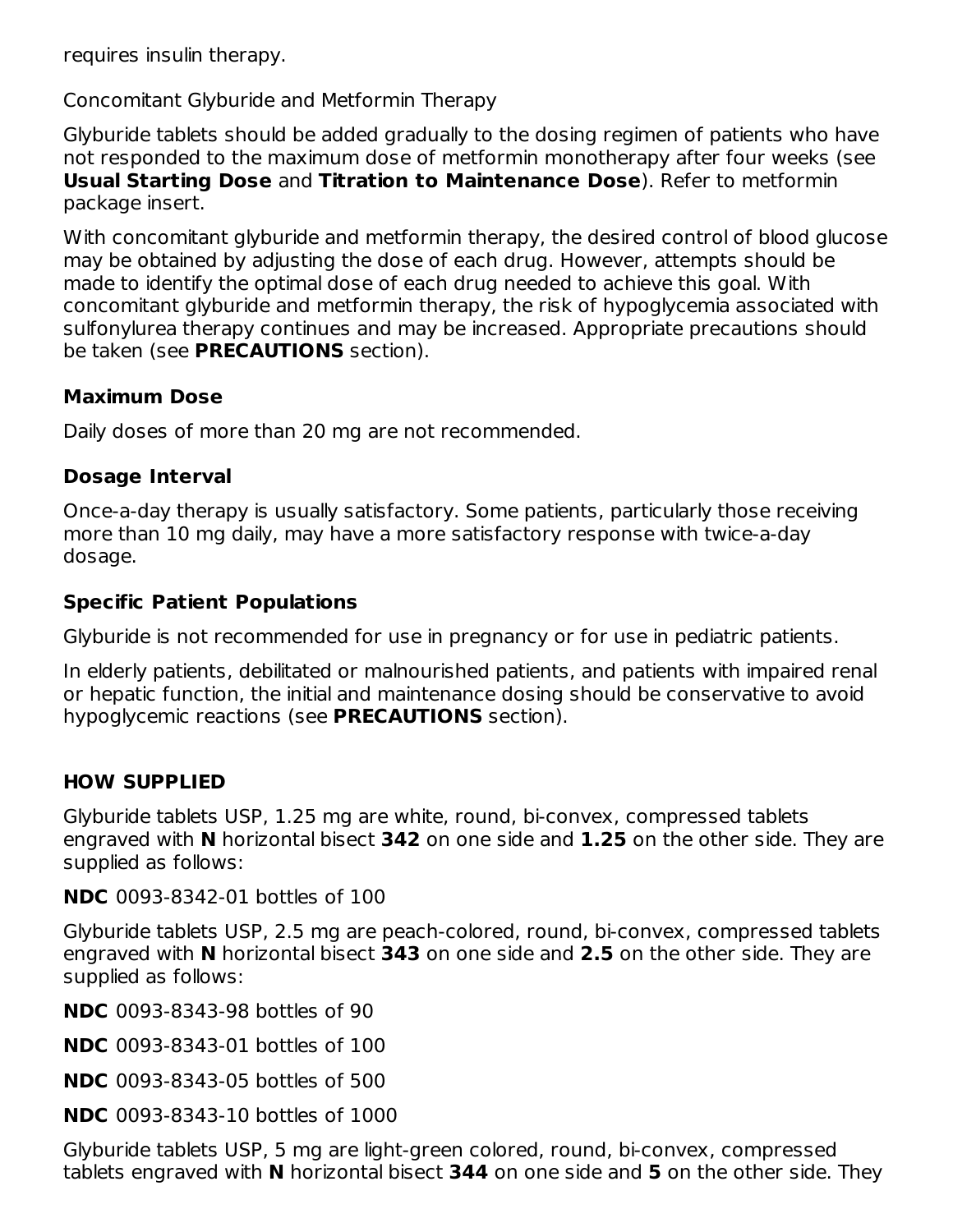requires insulin therapy.

Concomitant Glyburide and Metformin Therapy

Glyburide tablets should be added gradually to the dosing regimen of patients who have not responded to the maximum dose of metformin monotherapy after four weeks (see **Usual Starting Dose** and **Titration to Maintenance Dose**). Refer to metformin package insert.

With concomitant glyburide and metformin therapy, the desired control of blood glucose may be obtained by adjusting the dose of each drug. However, attempts should be made to identify the optimal dose of each drug needed to achieve this goal. With concomitant glyburide and metformin therapy, the risk of hypoglycemia associated with sulfonylurea therapy continues and may be increased. Appropriate precautions should be taken (see **PRECAUTIONS** section).

### Maximum Dose

Daily doses of more than 20 mg are not recommended.

### Dosage Interval

Once-a-day therapy is usually satisfactory. Some patients, particularly those receiving more than 10 mg daily, may have a more satisfactory response with twice-a-day dosage.

### Specific Patient Populations

Glyburide is not recommended for use in pregnancy or for use in pediatric patients.

In elderly patients, debilitated or malnourished patients, and patients with impaired renal or hepatic function, the initial and maintenance dosing should be conservative to avoid hypoglycemic reactions (see **PRECAUTIONS** section).

## HOW SUPPLIED

Glyburide tablets USP, 1.25 mg are white, round, bi-convex, compressed tablets engraved with **N** horizontal bisect **342** on one side and **1.25** on the other side. They are supplied as follows:

**NDC** 0093-8342-01 bottles of 100

Glyburide tablets USP, 2.5 mg are peach-colored, round, bi-convex, compressed tablets engraved with **N** horizontal bisect **343** on one side and **2.5** on the other side. They are supplied as follows:

**NDC** 0093-8343-98 bottles of 90

**NDC** 0093-8343-01 bottles of 100

**NDC** 0093-8343-05 bottles of 500

**NDC** 0093-8343-10 bottles of 1000

Glyburide tablets USP, 5 mg are light-green colored, round, bi-convex, compressed tablets engraved with **N** horizontal bisect **344** on one side and **5** on the other side. They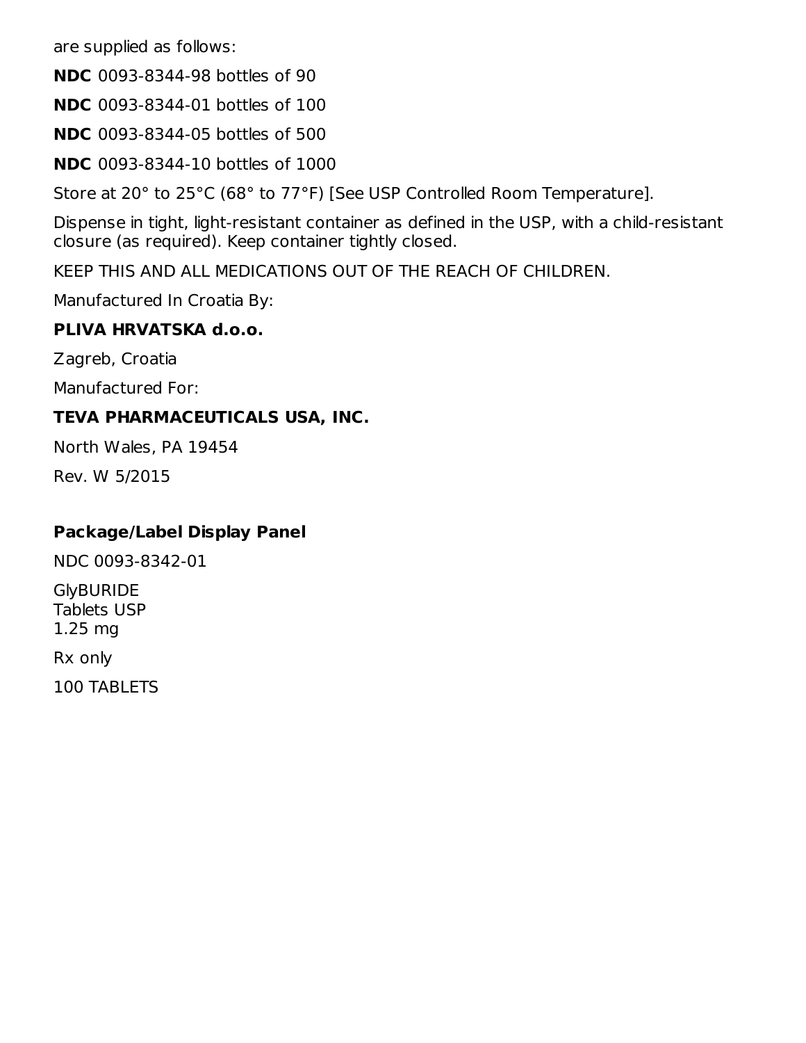are supplied as follows:

**NDC** 0093-8344-98 bottles of 90

**NDC** 0093-8344-01 bottles of 100

**NDC** 0093-8344-05 bottles of 500

**NDC** 0093-8344-10 bottles of 1000

Store at 20° to 25°C (68° to 77°F) [See USP Controlled Room Temperature].

Dispense in tight, light-resistant container as defined in the USP, with a child-resistant closure (as required). Keep container tightly closed.

KEEP THIS AND ALL MEDICATIONS OUT OF THE REACH OF CHILDREN.

Manufactured In Croatia By:

**PLIVA HRVATSKA d.o.o.**

Zagreb, Croatia

Manufactured For:

**TEVA PHARMACEUTICALS USA, INC.**

North Wales, PA 19454

Rev. W 5/2015

## Package/Label Display Panel

NDC 0093-8342-01

GlyBURIDE
Tablets USP
1.25 mg

Rx only

100 TABLETS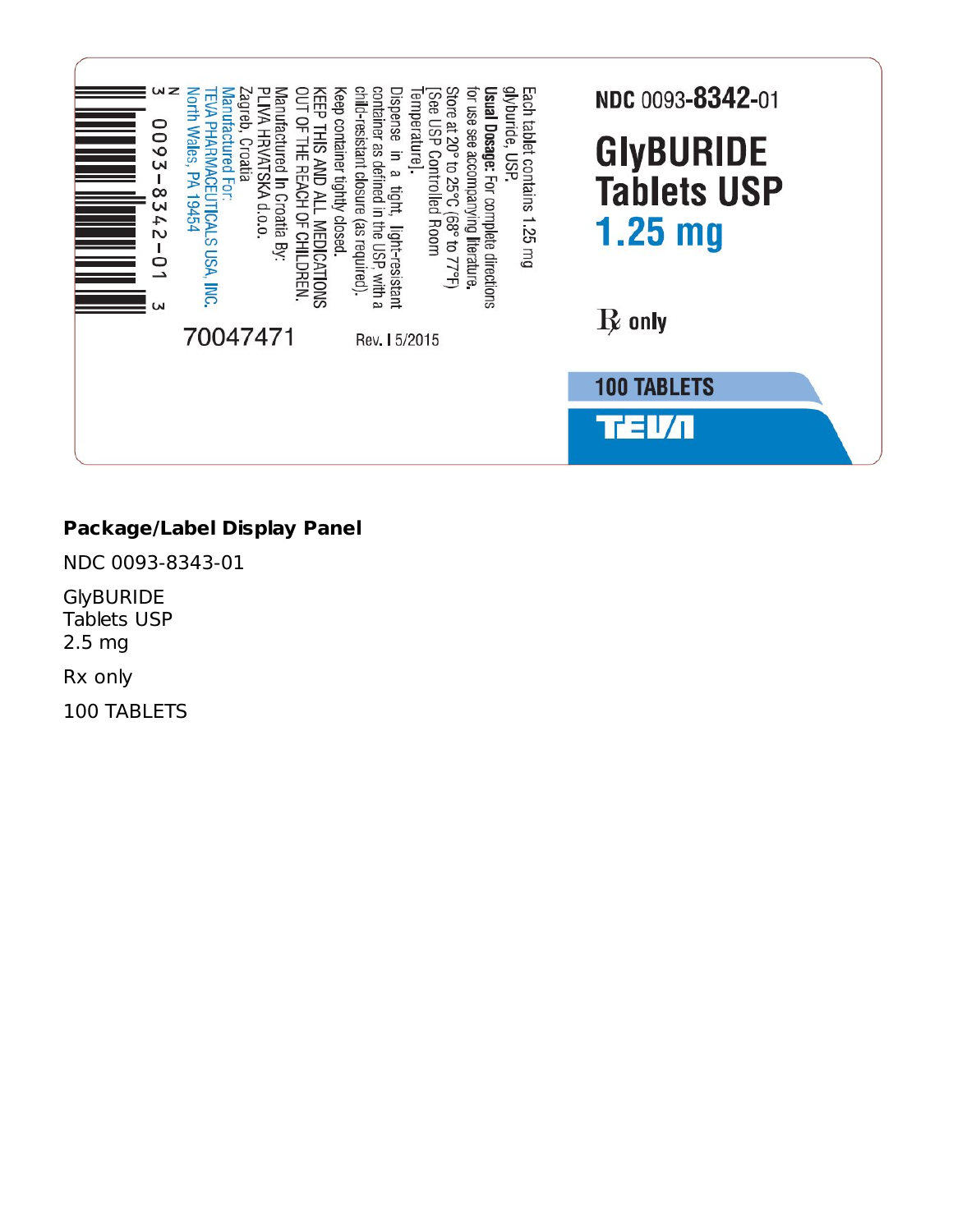NDC 0093-**8342**-01

# GlyBURIDE Tablets USP 1.25 mg

℞ only

**100 TABLETS**

TEVA

Each tablet contains 1.25 mg glyburide, USP.

**Usual Dosage:** For complete directions for use see accompanying literature.

Store at 20° to 25°C (68° to 77°F) [See USP Controlled Room Temperature].

Dispense in a tight, light-resistant container as defined in the USP, with a child-resistant closure (as required).

Keep container tightly closed.

KEEP THIS AND ALL MEDICATIONS OUT OF THE REACH OF CHILDREN.

Manufactured In Croatia By:
PLIVA HRVATSKA d.o.o.
Zagreb, Croatia

Manufactured For:
TEVA PHARMACEUTICALS USA, INC.
North Wales, PA 19454

N 3 0093-8342-01 3

70047471

Rev. I 5/2015

**Package/Label Display Panel**

NDC 0093-8343-01

GlyBURIDE
Tablets USP
2.5 mg

Rx only

100 TABLETS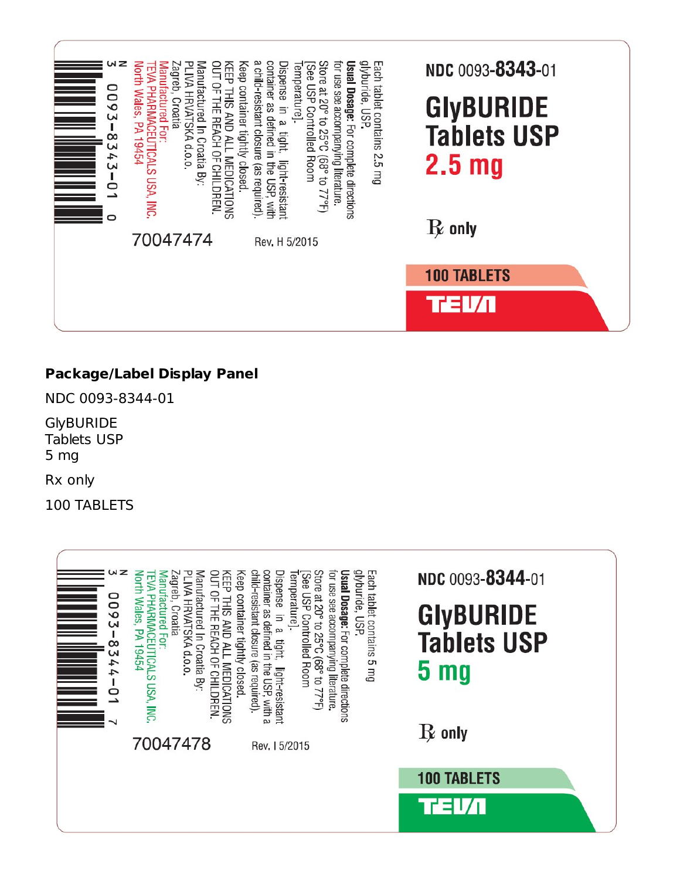NDC 0093-**8343**-01

# GlyBURIDE Tablets USP 2.5 mg

℞ only

100 TABLETS

TEVA

Each tablet contains 2.5 mg glyburide, USP.

**Usual Dosage:** For complete directions for use see accompanying literature.

Store at 20° to 25°C (68° to 77°F) [See USP Controlled Room Temperature].

Dispense in a tight, light-resistant container as defined in the USP, with a child-resistant closure (as required).

Keep container tightly closed.

KEEP THIS AND ALL MEDICATIONS OUT OF THE REACH OF CHILDREN.

Manufactured In Croatia By:
PLIVA HRVATSKA d.o.o.
Zagreb, Croatia

Manufactured For:
TEVA PHARMACEUTICALS USA, INC.
North Wales, PA 19454

N 3 0093-8343-01 0

70047474

Rev. H 5/2015

**Package/Label Display Panel**

NDC 0093-8344-01

GlyBURIDE
Tablets USP
5 mg

Rx only

100 TABLETS

NDC 0093-**8344**-01

# GlyBURIDE Tablets USP 5 mg

℞ only

100 TABLETS

TEVA

Each tablet contains 5 mg glyburide, USP.

**Usual Dosage:** For complete directions for use see accompanying literature.

Store at 20° to 25°C (68° to 77°F) [See USP Controlled Room Temperature].

Dispense in a tight, light-resistant container as defined in the USP, with a child-resistant closure (as required).

Keep container tightly closed.

KEEP THIS AND ALL MEDICATIONS OUT OF THE REACH OF CHILDREN.

Manufactured In Croatia By:
PLIVA HRVATSKA d.o.o.
Zagreb, Croatia

Manufactured For:
TEVA PHARMACEUTICALS USA, INC.
North Wales, PA 19454

N 3 0093-8344-01 7

70047478

Rev. I 5/2015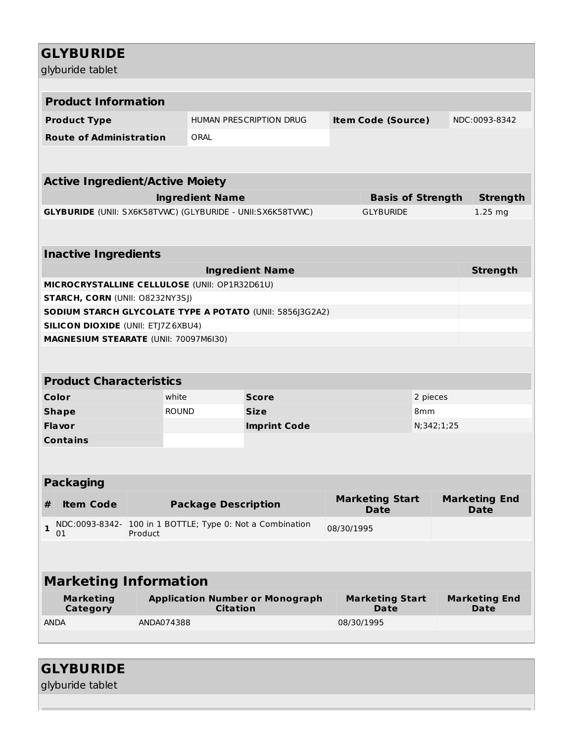# GLYBURIDE

glyburide tablet

| **Product Information** | | | |
|---|---|---|---|
| **Product Type** | HUMAN PRESCRIPTION DRUG | **Item Code (Source)** | NDC:0093-8342 |
| **Route of Administration** | ORAL | | |

| **Active Ingredient/Active Moiety** | | |
|---|---|---|
| **Ingredient Name** | **Basis of Strength** | **Strength** |
| **GLYBURIDE** (UNII: SX6K58TVWC) (GLYBURIDE - UNII:SX6K58TVWC) | GLYBURIDE | 1.25 mg |

| **Inactive Ingredients** | |
|---|---|
| **Ingredient Name** | **Strength** |
| **MICROCRYSTALLINE CELLULOSE** (UNII: OP1R32D61U) | |
| **STARCH, CORN** (UNII: O8232NY3SJ) | |
| **SODIUM STARCH GLYCOLATE TYPE A POTATO** (UNII: 5856J3G2A2) | |
| **SILICON DIOXIDE** (UNII: ETJ7Z6XBU4) | |
| **MAGNESIUM STEARATE** (UNII: 70097M6I30) | |

| **Product Characteristics** | | | |
|---|---|---|---|
| **Color** | white | **Score** | 2 pieces |
| **Shape** | ROUND | **Size** | 8mm |
| **Flavor** | | **Imprint Code** | N;342;1;25 |
| **Contains** | | | |

| **Packaging** | | | | |
|---|---|---|---|---|
| **#** | **Item Code** | **Package Description** | **Marketing Start Date** | **Marketing End Date** |
| **1** | NDC:0093-8342-01 | 100 in 1 BOTTLE; Type 0: Not a Combination Product | 08/30/1995 | |

| **Marketing Information** | | | |
|---|---|---|---|
| **Marketing Category** | **Application Number or Monograph Citation** | **Marketing Start Date** | **Marketing End Date** |
| ANDA | ANDA074388 | 08/30/1995 | |

# GLYBURIDE

glyburide tablet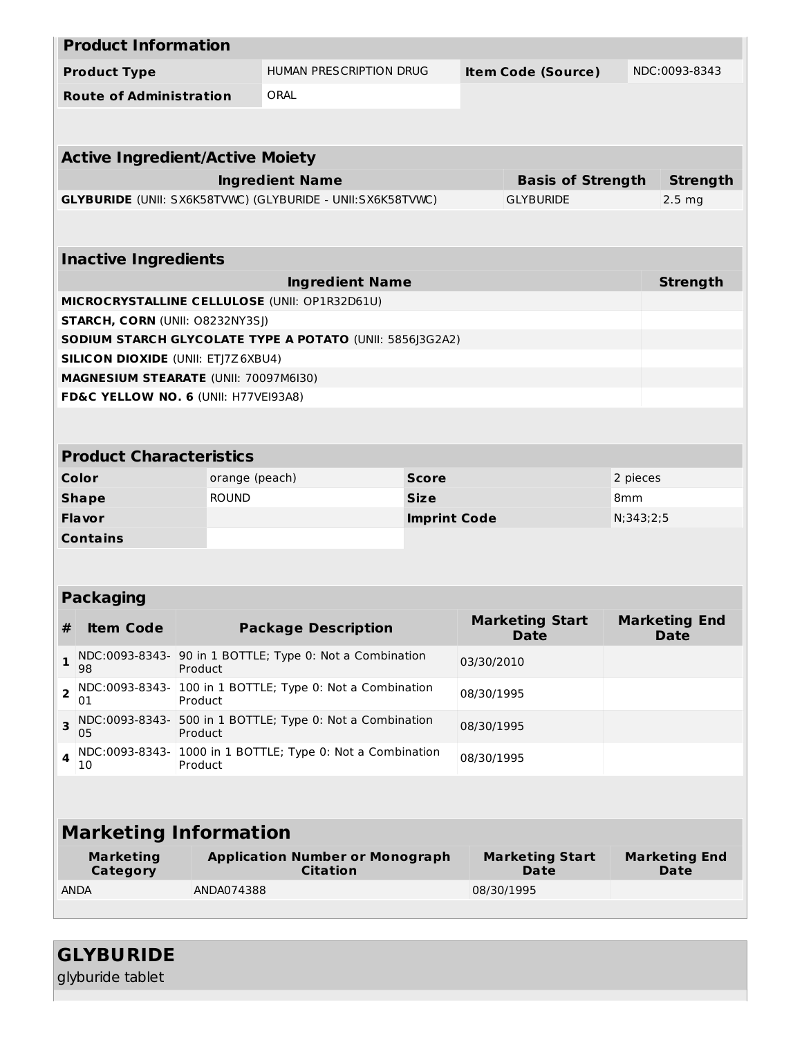| **Product Information** | | | |
|---|---|---|---|
| **Product Type** | HUMAN PRESCRIPTION DRUG | **Item Code (Source)** | NDC:0093-8343 |
| **Route of Administration** | ORAL | | |

| **Active Ingredient/Active Moiety** | | |
|---|---|---|
| **Ingredient Name** | **Basis of Strength** | **Strength** |
| **GLYBURIDE** (UNII: SX6K58TVWC) (GLYBURIDE - UNII:SX6K58TVWC) | GLYBURIDE | 2.5 mg |

| **Inactive Ingredients** | |
|---|---|
| **Ingredient Name** | **Strength** |
| **MICROCRYSTALLINE CELLULOSE** (UNII: OP1R32D61U) | |
| **STARCH, CORN** (UNII: O8232NY3SJ) | |
| **SODIUM STARCH GLYCOLATE TYPE A POTATO** (UNII: 5856J3G2A2) | |
| **SILICON DIOXIDE** (UNII: ETJ7Z6XBU4) | |
| **MAGNESIUM STEARATE** (UNII: 70097M6I30) | |
| **FD&C YELLOW NO. 6** (UNII: H77VEI93A8) | |

| **Product Characteristics** | | | |
|---|---|---|---|
| **Color** | orange (peach) | **Score** | 2 pieces |
| **Shape** | ROUND | **Size** | 8mm |
| **Flavor** | | **Imprint Code** | N;343;2;5 |
| **Contains** | | | |

| **Packaging** | | | | |
|---|---|---|---|---|
| **#** | **Item Code** | **Package Description** | **Marketing Start Date** | **Marketing End Date** |
| **1** | NDC:0093-8343-98 | 90 in 1 BOTTLE; Type 0: Not a Combination Product | 03/30/2010 | |
| **2** | NDC:0093-8343-01 | 100 in 1 BOTTLE; Type 0: Not a Combination Product | 08/30/1995 | |
| **3** | NDC:0093-8343-05 | 500 in 1 BOTTLE; Type 0: Not a Combination Product | 08/30/1995 | |
| **4** | NDC:0093-8343-10 | 1000 in 1 BOTTLE; Type 0: Not a Combination Product | 08/30/1995 | |

| **Marketing Information** | | | |
|---|---|---|---|
| **Marketing Category** | **Application Number or Monograph Citation** | **Marketing Start Date** | **Marketing End Date** |
| ANDA | ANDA074388 | 08/30/1995 | |

## GLYBURIDE

glyburide tablet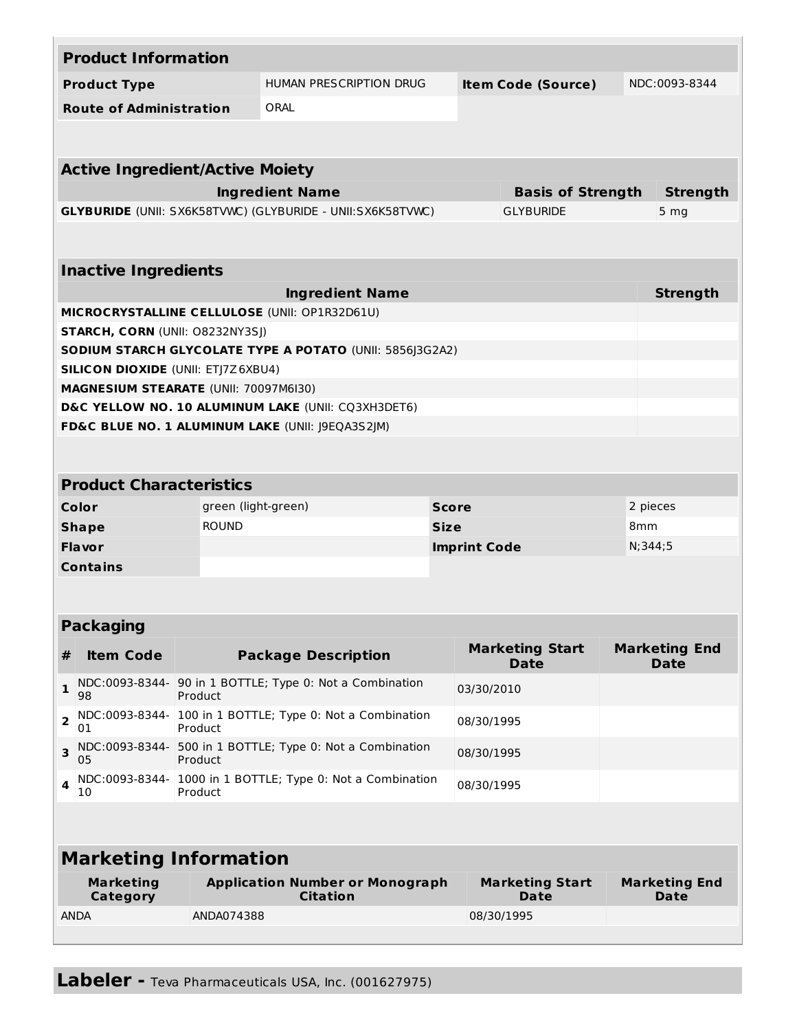| Product Information | | | |
|---|---|---|---|
| **Product Type** | HUMAN PRESCRIPTION DRUG | **Item Code (Source)** | NDC:0093-8344 |
| **Route of Administration** | ORAL | | |

| Active Ingredient/Active Moiety | | |
|---|---|---|
| **Ingredient Name** | **Basis of Strength** | **Strength** |
| **GLYBURIDE** (UNII: SX6K58TVWC) (GLYBURIDE - UNII:SX6K58TVWC) | GLYBURIDE | 5 mg |

| Inactive Ingredients | |
|---|---|
| **Ingredient Name** | **Strength** |
| **MICROCRYSTALLINE CELLULOSE** (UNII: OP1R32D61U) | |
| **STARCH, CORN** (UNII: O8232NY3SJ) | |
| **SODIUM STARCH GLYCOLATE TYPE A POTATO** (UNII: 5856J3G2A2) | |
| **SILICON DIOXIDE** (UNII: ETJ7Z6XBU4) | |
| **MAGNESIUM STEARATE** (UNII: 70097M6I30) | |
| **D&C YELLOW NO. 10 ALUMINUM LAKE** (UNII: CQ3XH3DET6) | |
| **FD&C BLUE NO. 1 ALUMINUM LAKE** (UNII: J9EQA3S2JM) | |

| Product Characteristics | | | |
|---|---|---|---|
| **Color** | green (light-green) | **Score** | 2 pieces |
| **Shape** | ROUND | **Size** | 8mm |
| **Flavor** | | **Imprint Code** | N;344;5 |
| **Contains** | | | |

| Packaging | | | | |
|---|---|---|---|---|
| **#** | **Item Code** | **Package Description** | **Marketing Start Date** | **Marketing End Date** |
| **1** | NDC:0093-8344-98 | 90 in 1 BOTTLE; Type 0: Not a Combination Product | 03/30/2010 | |
| **2** | NDC:0093-8344-01 | 100 in 1 BOTTLE; Type 0: Not a Combination Product | 08/30/1995 | |
| **3** | NDC:0093-8344-05 | 500 in 1 BOTTLE; Type 0: Not a Combination Product | 08/30/1995 | |
| **4** | NDC:0093-8344-10 | 1000 in 1 BOTTLE; Type 0: Not a Combination Product | 08/30/1995 | |

| Marketing Information | | | |
|---|---|---|---|
| **Marketing Category** | **Application Number or Monograph Citation** | **Marketing Start Date** | **Marketing End Date** |
| ANDA | ANDA074388 | 08/30/1995 | |

## Labeler - Teva Pharmaceuticals USA, Inc. (001627975)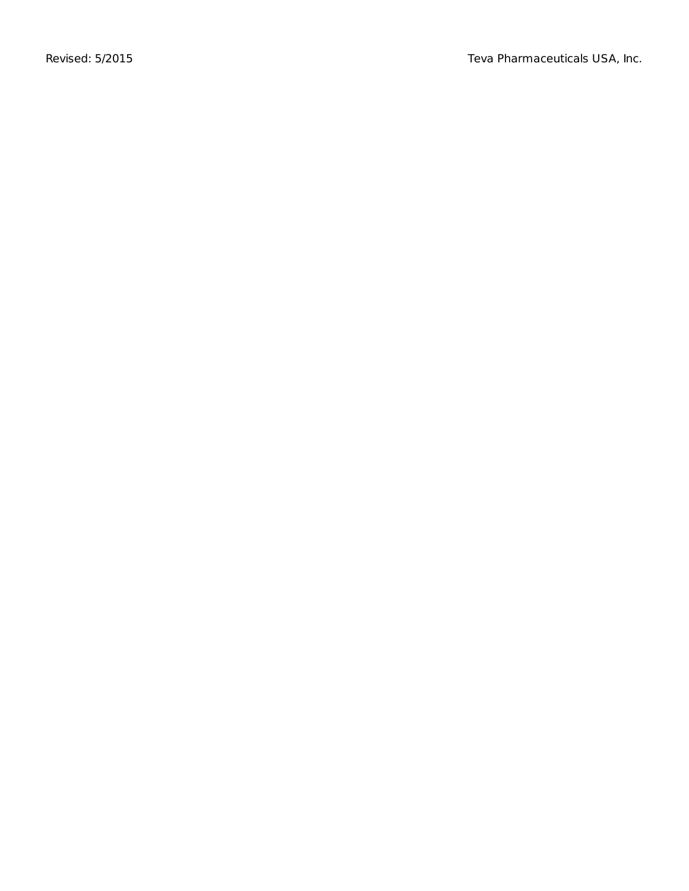Revised: 5/2015

Teva Pharmaceuticals USA, Inc.